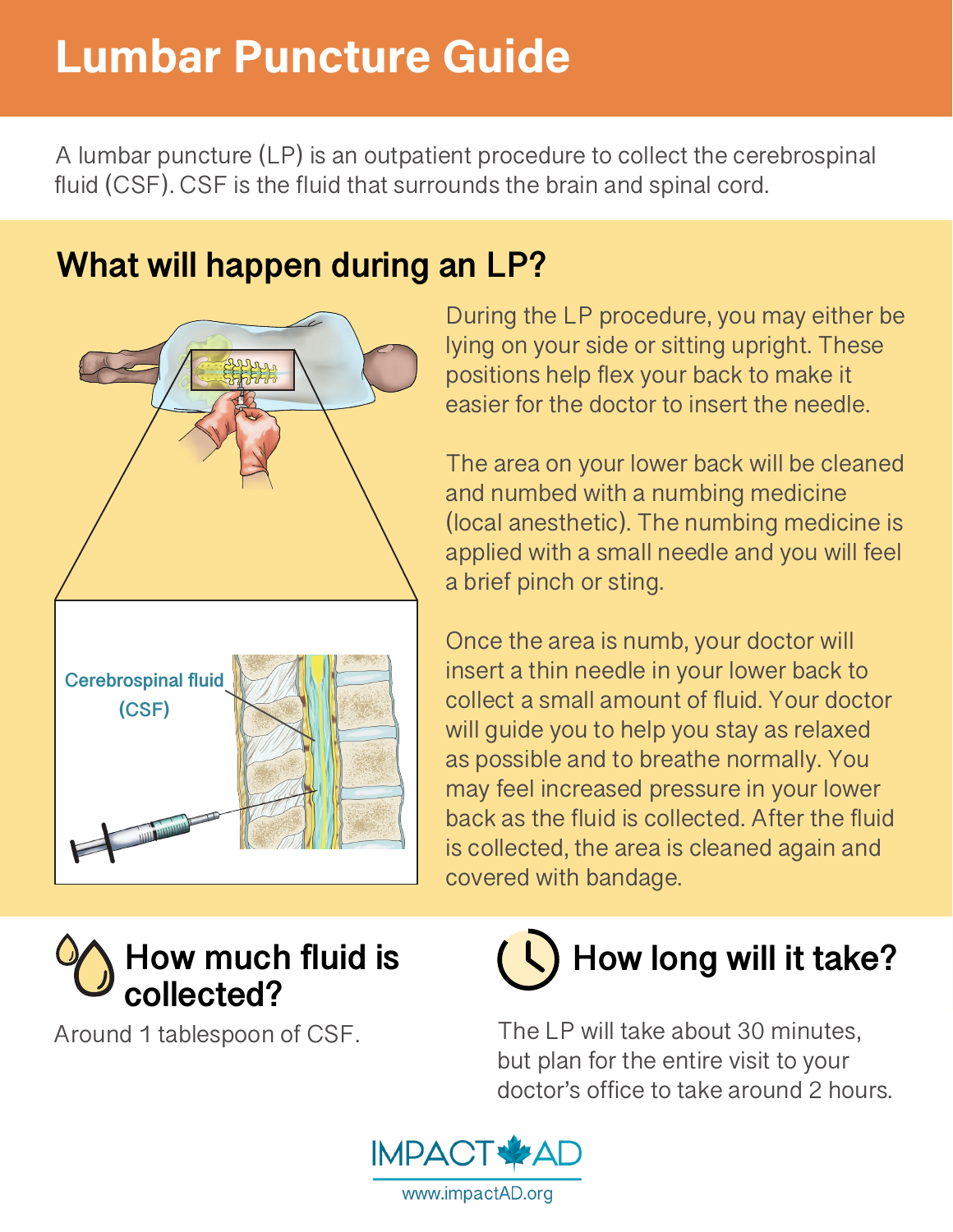# Lumbar Puncture Guide

A lumbar puncture (LP) is an outpatient procedure to collect the cerebrospinal fluid (CSF). CSF is the fluid that surrounds the brain and spinal cord.

## What will happen during an LP?

Cerebrospinal fluid (CSF)

During the LP procedure, you may either be lying on your side or sitting upright. These positions help flex your back to make it easier for the doctor to insert the needle.

The area on your lower back will be cleaned and numbed with a numbing medicine (local anesthetic). The numbing medicine is applied with a small needle and you will feel a brief pinch or sting.

Once the area is numb, your doctor will insert a thin needle in your lower back to collect a small amount of fluid. Your doctor will guide you to help you stay as relaxed as possible and to breathe normally. You may feel increased pressure in your lower back as the fluid is collected. After the fluid is collected, the area is cleaned again and covered with bandage.

## How much fluid is collected?

Around 1 tablespoon of CSF.

## How long will it take?

The LP will take about 30 minutes, but plan for the entire visit to your doctor's office to take around 2 hours.

IMPACT AD

www.impactAD.org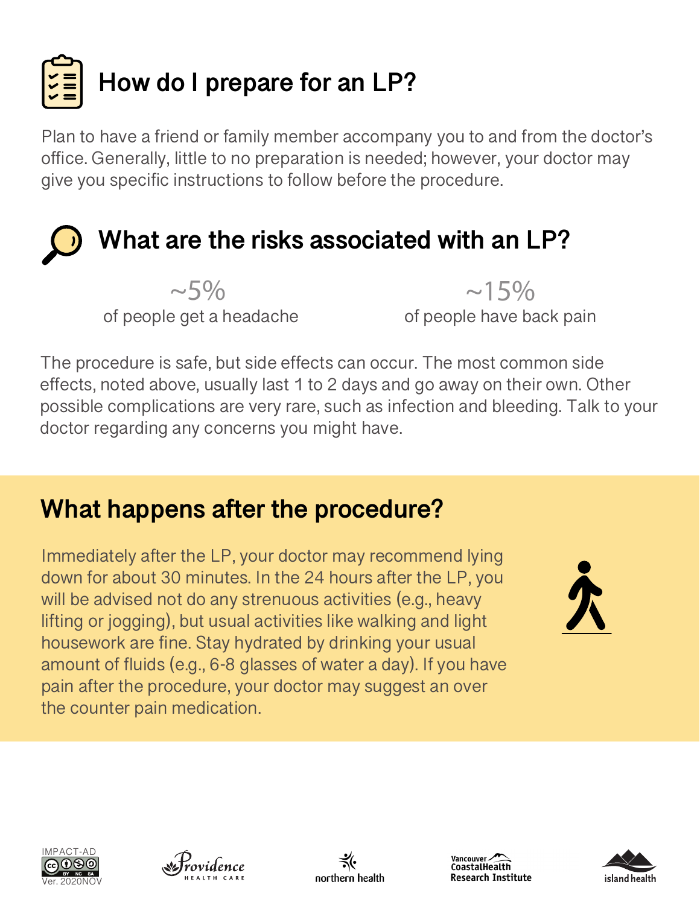## How do I prepare for an LP?

Plan to have a friend or family member accompany you to and from the doctor's office. Generally, little to no preparation is needed; however, your doctor may give you specific instructions to follow before the procedure.

## What are the risks associated with an LP?

~5%
of people get a headache

~15%
of people have back pain

The procedure is safe, but side effects can occur. The most common side effects, noted above, usually last 1 to 2 days and go away on their own. Other possible complications are very rare, such as infection and bleeding. Talk to your doctor regarding any concerns you might have.

## What happens after the procedure?

Immediately after the LP, your doctor may recommend lying down for about 30 minutes. In the 24 hours after the LP, you will be advised not do any strenuous activities (e.g., heavy lifting or jogging), but usual activities like walking and light housework are fine. Stay hydrated by drinking your usual amount of fluids (e.g., 6-8 glasses of water a day). If you have pain after the procedure, your doctor may suggest an over the counter pain medication.

IMPACT-AD
Ver. 2020NOV

Providence Health Care | northern health | Vancouver CoastalHealth Research Institute | island health